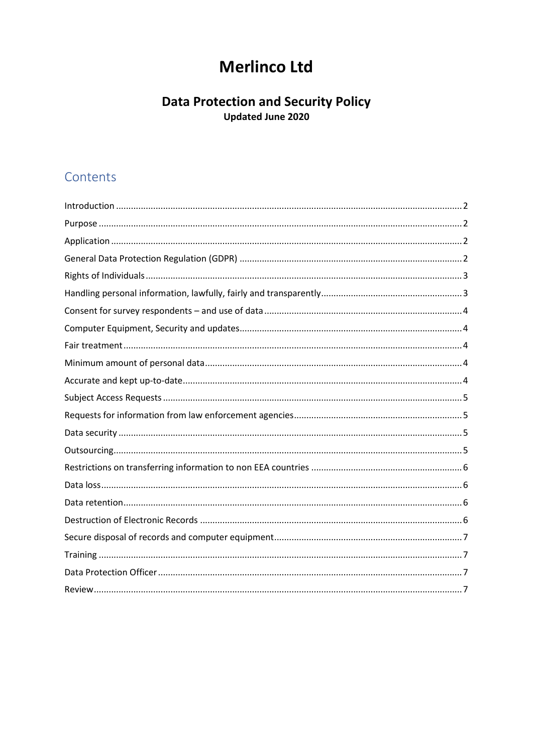# Merlinco Ltd

## Data Protection and Security Policy

**Updated June 2020**

## Contents

Introduction ........................................................ 2
Purpose ........................................................ 2
Application ........................................................ 2
General Data Protection Regulation (GDPR) ........................................................ 2
Rights of Individuals ........................................................ 3
Handling personal information, lawfully, fairly and transparently ........................................................ 3
Consent for survey respondents – and use of data ........................................................ 4
Computer Equipment, Security and updates ........................................................ 4
Fair treatment ........................................................ 4
Minimum amount of personal data ........................................................ 4
Accurate and kept up-to-date ........................................................ 4
Subject Access Requests ........................................................ 5
Requests for information from law enforcement agencies ........................................................ 5
Data security ........................................................ 5
Outsourcing ........................................................ 5
Restrictions on transferring information to non EEA countries ........................................................ 6
Data loss ........................................................ 6
Data retention ........................................................ 6
Destruction of Electronic Records ........................................................ 6
Secure disposal of records and computer equipment ........................................................ 7
Training ........................................................ 7
Data Protection Officer ........................................................ 7
Review ........................................................ 7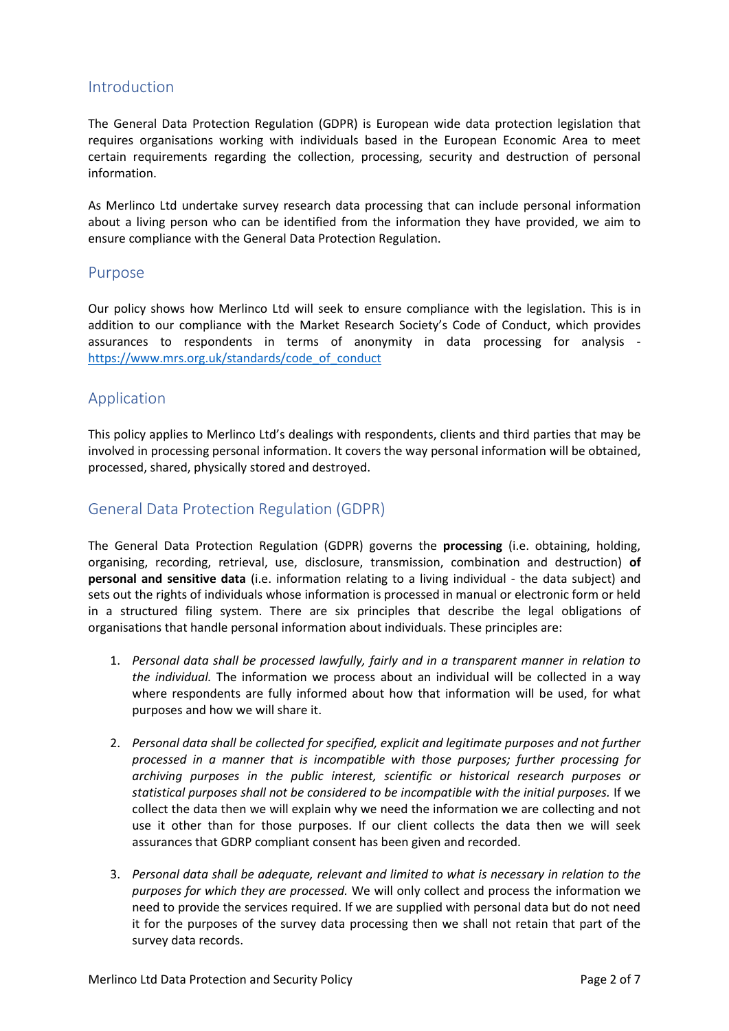## Introduction

The General Data Protection Regulation (GDPR) is European wide data protection legislation that requires organisations working with individuals based in the European Economic Area to meet certain requirements regarding the collection, processing, security and destruction of personal information.

As Merlinco Ltd undertake survey research data processing that can include personal information about a living person who can be identified from the information they have provided, we aim to ensure compliance with the General Data Protection Regulation.

## Purpose

Our policy shows how Merlinco Ltd will seek to ensure compliance with the legislation. This is in addition to our compliance with the Market Research Society's Code of Conduct, which provides assurances to respondents in terms of anonymity in data processing for analysis - [https://www.mrs.org.uk/standards/code_of_conduct](https://www.mrs.org.uk/standards/code_of_conduct)

## Application

This policy applies to Merlinco Ltd's dealings with respondents, clients and third parties that may be involved in processing personal information. It covers the way personal information will be obtained, processed, shared, physically stored and destroyed.

## General Data Protection Regulation (GDPR)

The General Data Protection Regulation (GDPR) governs the **processing** (i.e. obtaining, holding, organising, recording, retrieval, use, disclosure, transmission, combination and destruction) **of personal and sensitive data** (i.e. information relating to a living individual - the data subject) and sets out the rights of individuals whose information is processed in manual or electronic form or held in a structured filing system. There are six principles that describe the legal obligations of organisations that handle personal information about individuals. These principles are:

1. *Personal data shall be processed lawfully, fairly and in a transparent manner in relation to the individual.* The information we process about an individual will be collected in a way where respondents are fully informed about how that information will be used, for what purposes and how we will share it.

2. *Personal data shall be collected for specified, explicit and legitimate purposes and not further processed in a manner that is incompatible with those purposes; further processing for archiving purposes in the public interest, scientific or historical research purposes or statistical purposes shall not be considered to be incompatible with the initial purposes.* If we collect the data then we will explain why we need the information we are collecting and not use it other than for those purposes. If our client collects the data then we will seek assurances that GDRP compliant consent has been given and recorded.

3. *Personal data shall be adequate, relevant and limited to what is necessary in relation to the purposes for which they are processed.* We will only collect and process the information we need to provide the services required. If we are supplied with personal data but do not need it for the purposes of the survey data processing then we shall not retain that part of the survey data records.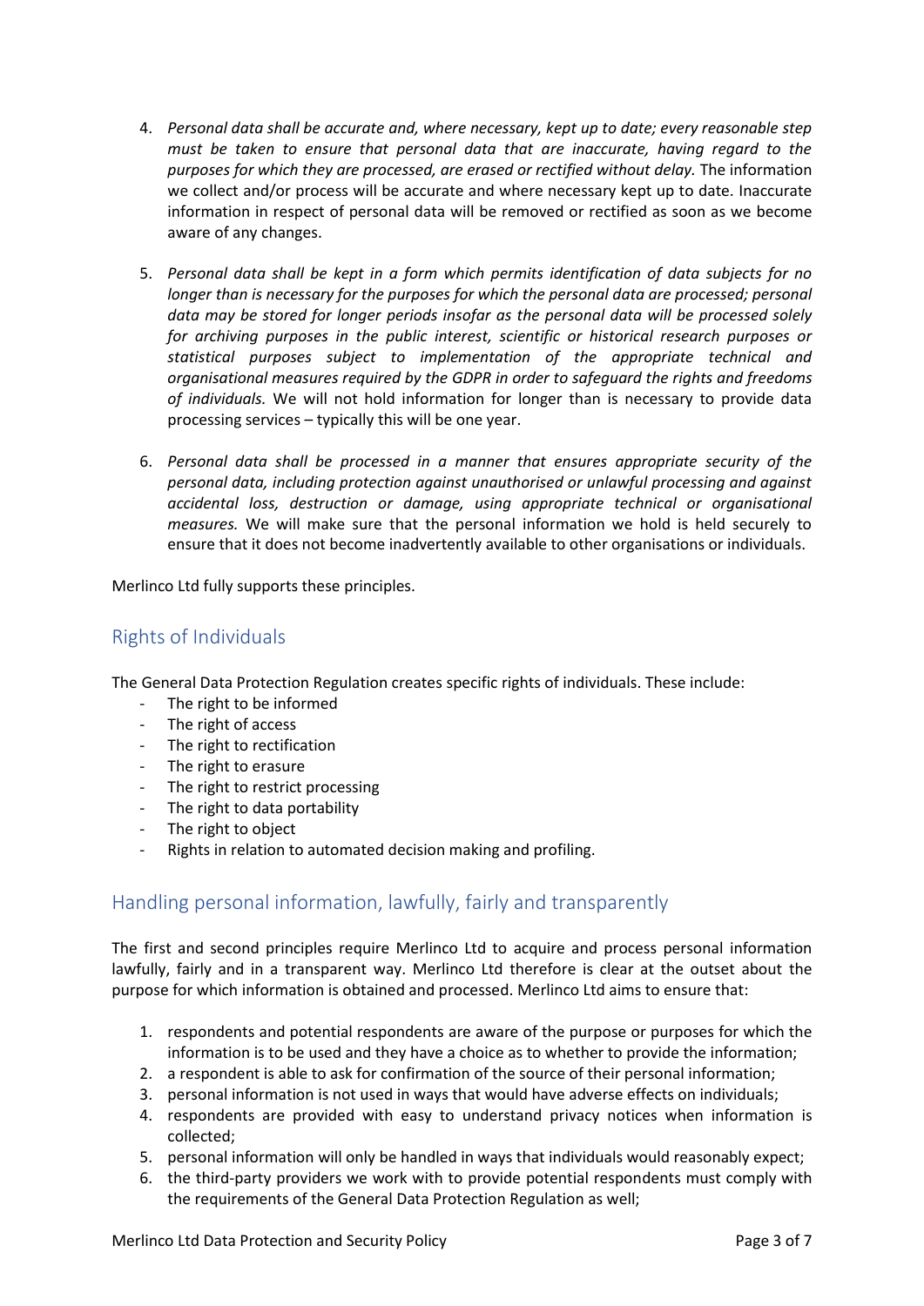4. *Personal data shall be accurate and, where necessary, kept up to date; every reasonable step must be taken to ensure that personal data that are inaccurate, having regard to the purposes for which they are processed, are erased or rectified without delay.* The information we collect and/or process will be accurate and where necessary kept up to date. Inaccurate information in respect of personal data will be removed or rectified as soon as we become aware of any changes.

5. *Personal data shall be kept in a form which permits identification of data subjects for no longer than is necessary for the purposes for which the personal data are processed; personal data may be stored for longer periods insofar as the personal data will be processed solely for archiving purposes in the public interest, scientific or historical research purposes or statistical purposes subject to implementation of the appropriate technical and organisational measures required by the GDPR in order to safeguard the rights and freedoms of individuals.* We will not hold information for longer than is necessary to provide data processing services – typically this will be one year.

6. *Personal data shall be processed in a manner that ensures appropriate security of the personal data, including protection against unauthorised or unlawful processing and against accidental loss, destruction or damage, using appropriate technical or organisational measures.* We will make sure that the personal information we hold is held securely to ensure that it does not become inadvertently available to other organisations or individuals.

Merlinco Ltd fully supports these principles.

## Rights of Individuals

The General Data Protection Regulation creates specific rights of individuals. These include:

- The right to be informed
- The right of access
- The right to rectification
- The right to erasure
- The right to restrict processing
- The right to data portability
- The right to object
- Rights in relation to automated decision making and profiling.

## Handling personal information, lawfully, fairly and transparently

The first and second principles require Merlinco Ltd to acquire and process personal information lawfully, fairly and in a transparent way. Merlinco Ltd therefore is clear at the outset about the purpose for which information is obtained and processed. Merlinco Ltd aims to ensure that:

1. respondents and potential respondents are aware of the purpose or purposes for which the information is to be used and they have a choice as to whether to provide the information;
2. a respondent is able to ask for confirmation of the source of their personal information;
3. personal information is not used in ways that would have adverse effects on individuals;
4. respondents are provided with easy to understand privacy notices when information is collected;
5. personal information will only be handled in ways that individuals would reasonably expect;
6. the third-party providers we work with to provide potential respondents must comply with the requirements of the General Data Protection Regulation as well;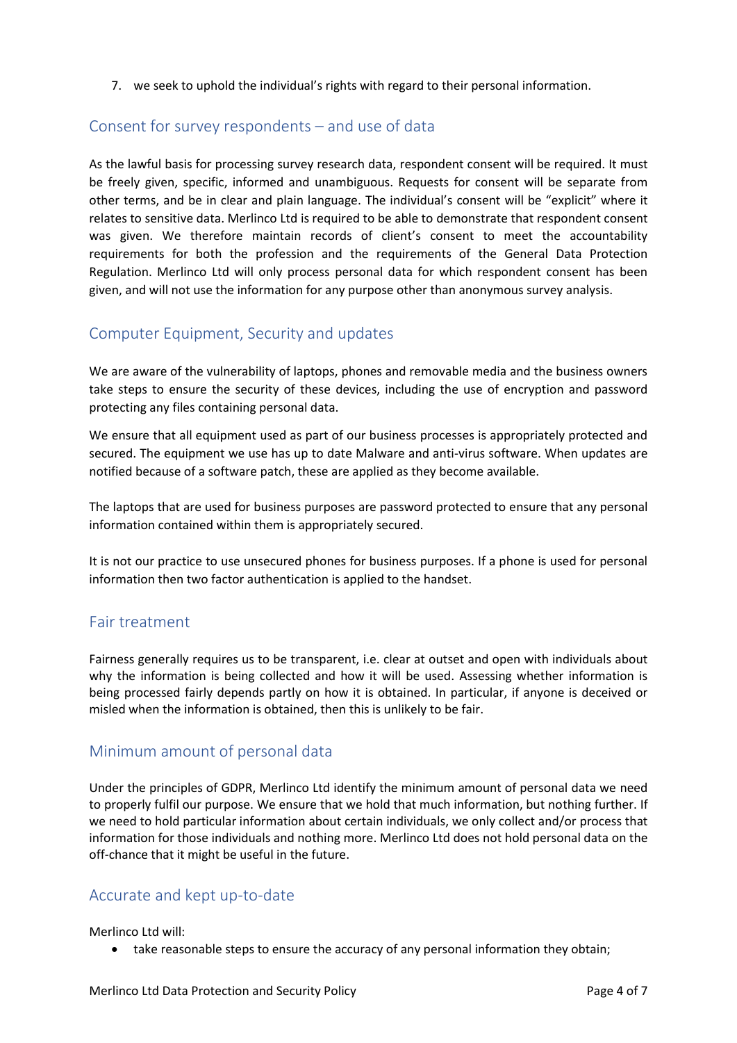7. we seek to uphold the individual's rights with regard to their personal information.

## Consent for survey respondents – and use of data

As the lawful basis for processing survey research data, respondent consent will be required. It must be freely given, specific, informed and unambiguous. Requests for consent will be separate from other terms, and be in clear and plain language. The individual's consent will be "explicit" where it relates to sensitive data. Merlinco Ltd is required to be able to demonstrate that respondent consent was given. We therefore maintain records of client's consent to meet the accountability requirements for both the profession and the requirements of the General Data Protection Regulation. Merlinco Ltd will only process personal data for which respondent consent has been given, and will not use the information for any purpose other than anonymous survey analysis.

## Computer Equipment, Security and updates

We are aware of the vulnerability of laptops, phones and removable media and the business owners take steps to ensure the security of these devices, including the use of encryption and password protecting any files containing personal data.

We ensure that all equipment used as part of our business processes is appropriately protected and secured. The equipment we use has up to date Malware and anti-virus software. When updates are notified because of a software patch, these are applied as they become available.

The laptops that are used for business purposes are password protected to ensure that any personal information contained within them is appropriately secured.

It is not our practice to use unsecured phones for business purposes. If a phone is used for personal information then two factor authentication is applied to the handset.

## Fair treatment

Fairness generally requires us to be transparent, i.e. clear at outset and open with individuals about why the information is being collected and how it will be used. Assessing whether information is being processed fairly depends partly on how it is obtained. In particular, if anyone is deceived or misled when the information is obtained, then this is unlikely to be fair.

## Minimum amount of personal data

Under the principles of GDPR, Merlinco Ltd identify the minimum amount of personal data we need to properly fulfil our purpose. We ensure that we hold that much information, but nothing further. If we need to hold particular information about certain individuals, we only collect and/or process that information for those individuals and nothing more. Merlinco Ltd does not hold personal data on the off-chance that it might be useful in the future.

## Accurate and kept up-to-date

Merlinco Ltd will:

- take reasonable steps to ensure the accuracy of any personal information they obtain;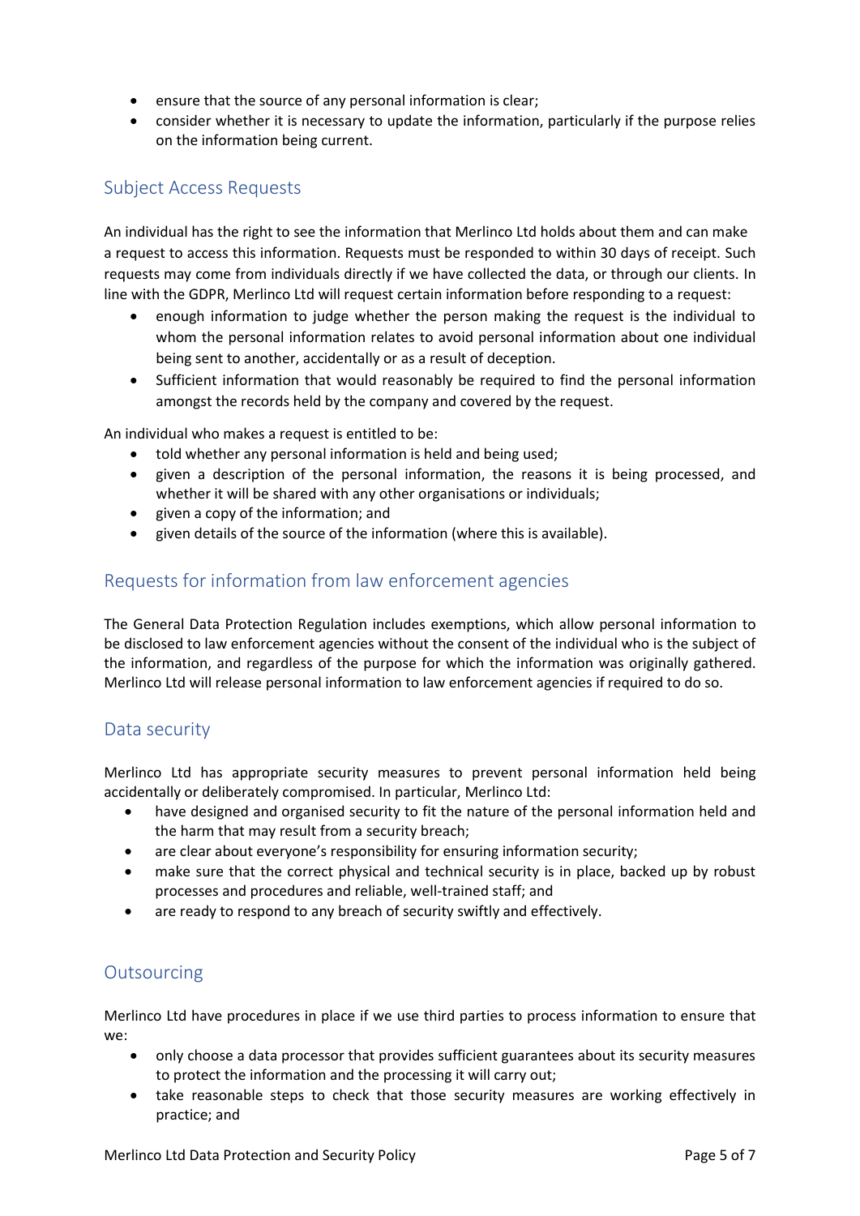- ensure that the source of any personal information is clear;
- consider whether it is necessary to update the information, particularly if the purpose relies on the information being current.

## Subject Access Requests

An individual has the right to see the information that Merlinco Ltd holds about them and can make a request to access this information. Requests must be responded to within 30 days of receipt. Such requests may come from individuals directly if we have collected the data, or through our clients. In line with the GDPR, Merlinco Ltd will request certain information before responding to a request:

- enough information to judge whether the person making the request is the individual to whom the personal information relates to avoid personal information about one individual being sent to another, accidentally or as a result of deception.
- Sufficient information that would reasonably be required to find the personal information amongst the records held by the company and covered by the request.

An individual who makes a request is entitled to be:

- told whether any personal information is held and being used;
- given a description of the personal information, the reasons it is being processed, and whether it will be shared with any other organisations or individuals;
- given a copy of the information; and
- given details of the source of the information (where this is available).

## Requests for information from law enforcement agencies

The General Data Protection Regulation includes exemptions, which allow personal information to be disclosed to law enforcement agencies without the consent of the individual who is the subject of the information, and regardless of the purpose for which the information was originally gathered. Merlinco Ltd will release personal information to law enforcement agencies if required to do so.

## Data security

Merlinco Ltd has appropriate security measures to prevent personal information held being accidentally or deliberately compromised. In particular, Merlinco Ltd:

- have designed and organised security to fit the nature of the personal information held and the harm that may result from a security breach;
- are clear about everyone's responsibility for ensuring information security;
- make sure that the correct physical and technical security is in place, backed up by robust processes and procedures and reliable, well-trained staff; and
- are ready to respond to any breach of security swiftly and effectively.

## Outsourcing

Merlinco Ltd have procedures in place if we use third parties to process information to ensure that we:

- only choose a data processor that provides sufficient guarantees about its security measures to protect the information and the processing it will carry out;
- take reasonable steps to check that those security measures are working effectively in practice; and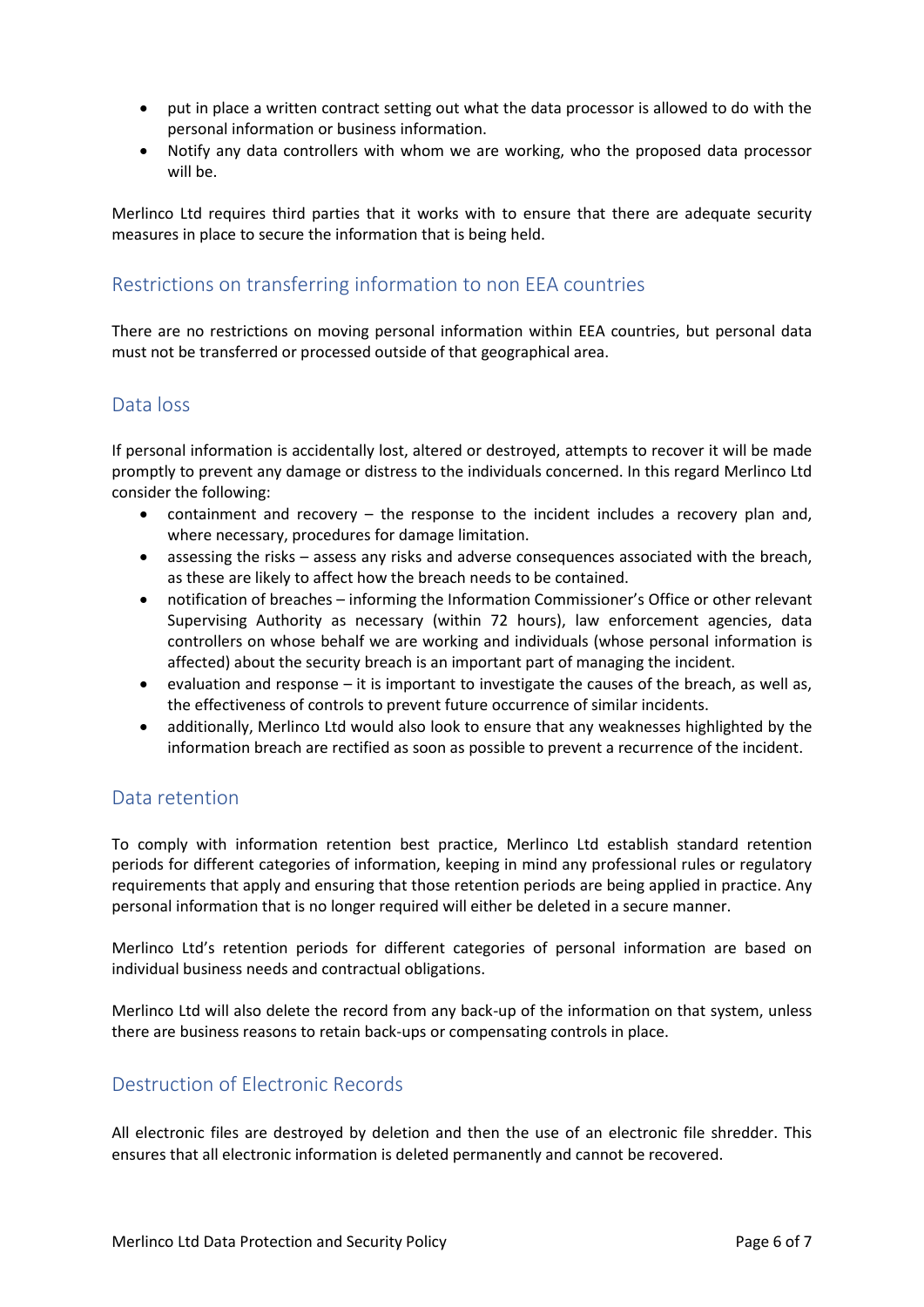- put in place a written contract setting out what the data processor is allowed to do with the personal information or business information.
- Notify any data controllers with whom we are working, who the proposed data processor will be.

Merlinco Ltd requires third parties that it works with to ensure that there are adequate security measures in place to secure the information that is being held.

## Restrictions on transferring information to non EEA countries

There are no restrictions on moving personal information within EEA countries, but personal data must not be transferred or processed outside of that geographical area.

## Data loss

If personal information is accidentally lost, altered or destroyed, attempts to recover it will be made promptly to prevent any damage or distress to the individuals concerned. In this regard Merlinco Ltd consider the following:

- containment and recovery – the response to the incident includes a recovery plan and, where necessary, procedures for damage limitation.
- assessing the risks – assess any risks and adverse consequences associated with the breach, as these are likely to affect how the breach needs to be contained.
- notification of breaches – informing the Information Commissioner's Office or other relevant Supervising Authority as necessary (within 72 hours), law enforcement agencies, data controllers on whose behalf we are working and individuals (whose personal information is affected) about the security breach is an important part of managing the incident.
- evaluation and response – it is important to investigate the causes of the breach, as well as, the effectiveness of controls to prevent future occurrence of similar incidents.
- additionally, Merlinco Ltd would also look to ensure that any weaknesses highlighted by the information breach are rectified as soon as possible to prevent a recurrence of the incident.

## Data retention

To comply with information retention best practice, Merlinco Ltd establish standard retention periods for different categories of information, keeping in mind any professional rules or regulatory requirements that apply and ensuring that those retention periods are being applied in practice. Any personal information that is no longer required will either be deleted in a secure manner.

Merlinco Ltd's retention periods for different categories of personal information are based on individual business needs and contractual obligations.

Merlinco Ltd will also delete the record from any back-up of the information on that system, unless there are business reasons to retain back-ups or compensating controls in place.

## Destruction of Electronic Records

All electronic files are destroyed by deletion and then the use of an electronic file shredder. This ensures that all electronic information is deleted permanently and cannot be recovered.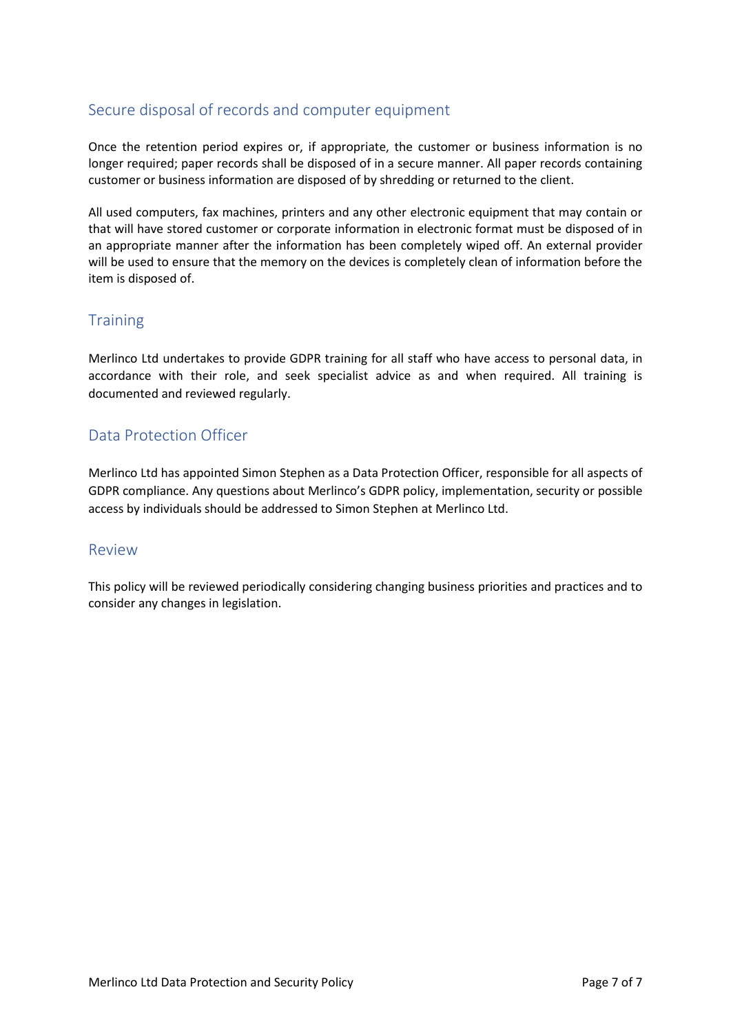## Secure disposal of records and computer equipment

Once the retention period expires or, if appropriate, the customer or business information is no longer required; paper records shall be disposed of in a secure manner. All paper records containing customer or business information are disposed of by shredding or returned to the client.

All used computers, fax machines, printers and any other electronic equipment that may contain or that will have stored customer or corporate information in electronic format must be disposed of in an appropriate manner after the information has been completely wiped off. An external provider will be used to ensure that the memory on the devices is completely clean of information before the item is disposed of.

## Training

Merlinco Ltd undertakes to provide GDPR training for all staff who have access to personal data, in accordance with their role, and seek specialist advice as and when required. All training is documented and reviewed regularly.

## Data Protection Officer

Merlinco Ltd has appointed Simon Stephen as a Data Protection Officer, responsible for all aspects of GDPR compliance. Any questions about Merlinco's GDPR policy, implementation, security or possible access by individuals should be addressed to Simon Stephen at Merlinco Ltd.

## Review

This policy will be reviewed periodically considering changing business priorities and practices and to consider any changes in legislation.